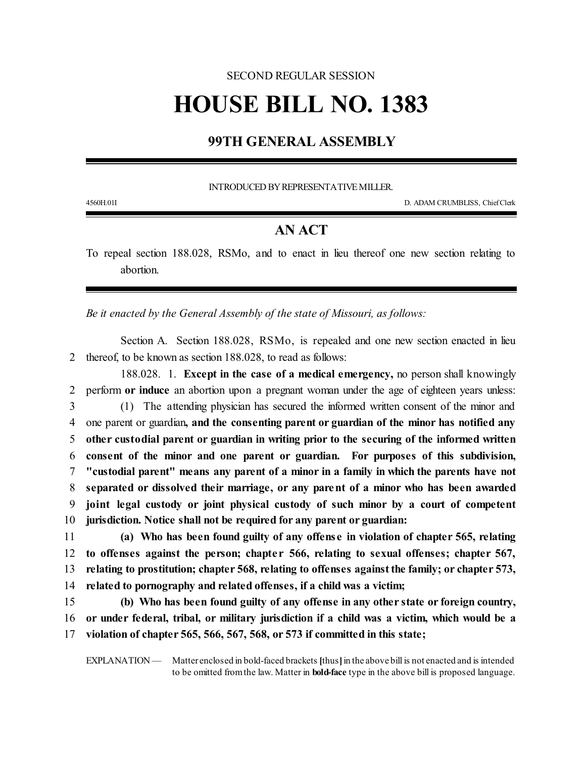SECOND REGULAR SESSION

# HOUSE BILL NO. 1383

## 99TH GENERAL ASSEMBLY

INTRODUCED BY REPRESENTATIVE MILLER.

4560H.01I D. ADAM CRUMBLISS, Chief Clerk

## AN ACT

To repeal section 188.028, RSMo, and to enact in lieu thereof one new section relating to abortion.

*Be it enacted by the General Assembly of the state of Missouri, as follows:*

Section A. Section 188.028, RSMo, is repealed and one new section enacted in lieu thereof, to be known as section 188.028, to read as follows:

188.028. 1. **Except in the case of a medical emergency,** no person shall knowingly perform **or induce** an abortion upon a pregnant woman under the age of eighteen years unless:

(1) The attending physician has secured the informed written consent of the minor and one parent or guardian**, and the consenting parent or guardian of the minor has notified any other custodial parent or guardian in writing prior to the securing of the informed written consent of the minor and one parent or guardian. For purposes of this subdivision, "custodial parent" means any parent of a minor in a family in which the parents have not separated or dissolved their marriage, or any parent of a minor who has been awarded joint legal custody or joint physical custody of such minor by a court of competent jurisdiction. Notice shall not be required for any parent or guardian:**

**(a) Who has been found guilty of any offense in violation of chapter 565, relating to offenses against the person; chapter 566, relating to sexual offenses; chapter 567, relating to prostitution; chapter 568, relating to offenses against the family; or chapter 573, related to pornography and related offenses, if a child was a victim;**

**(b) Who has been found guilty of any offense in any other state or foreign country, or under federal, tribal, or military jurisdiction if a child was a victim, which would be a violation of chapter 565, 566, 567, 568, or 573 if committed in this state;**

EXPLANATION — Matter enclosed in bold-faced brackets **[**thus**]** in the above bill is not enacted and is intended to be omitted from the law. Matter in **bold-face** type in the above bill is proposed language.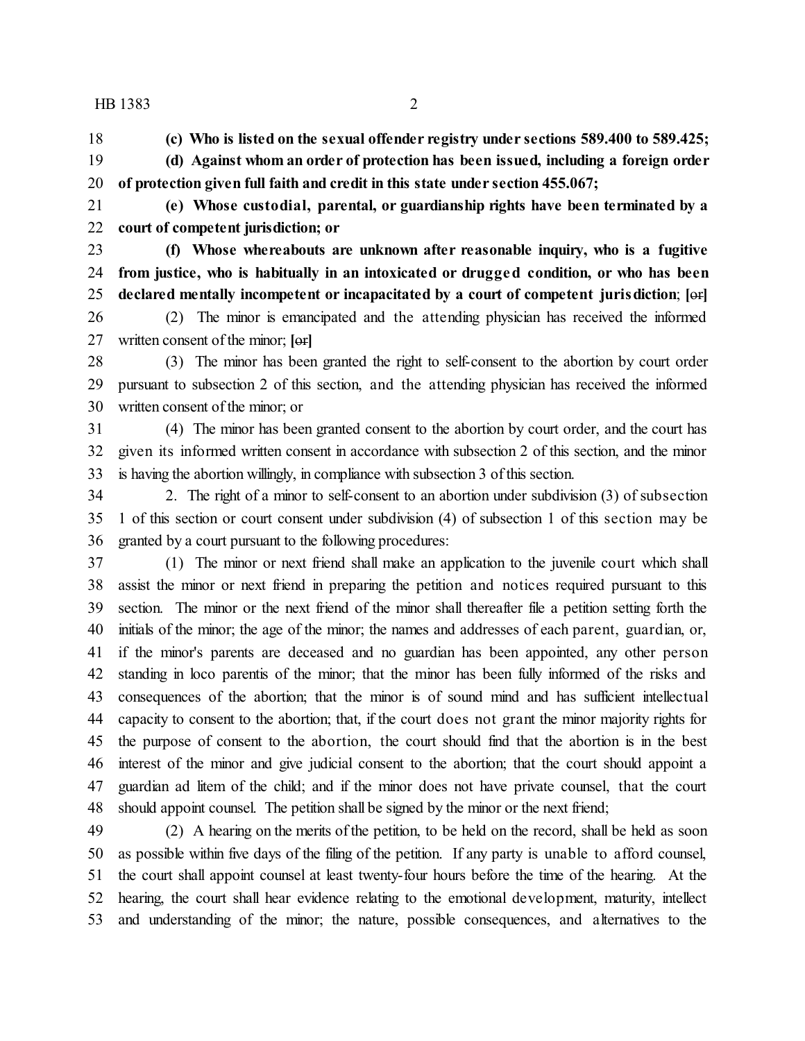**(c) Who is listed on the sexual offender registry under sections 589.400 to 589.425;**

**(d) Against whom an order of protection has been issued, including a foreign order of protection given full faith and credit in this state under section 455.067;**

**(e) Whose custodial, parental, or guardianship rights have been terminated by a court of competent jurisdiction; or**

**(f) Whose whereabouts are unknown after reasonable inquiry, who is a fugitive from justice, who is habitually in an intoxicated or drugged condition, or who has been declared mentally incompetent or incapacitated by a court of competent jurisdiction**; **[**~~or~~**]**

(2) The minor is emancipated and the attending physician has received the informed written consent of the minor; **[**~~or~~**]**

(3) The minor has been granted the right to self-consent to the abortion by court order pursuant to subsection 2 of this section, and the attending physician has received the informed written consent of the minor; or

(4) The minor has been granted consent to the abortion by court order, and the court has given its informed written consent in accordance with subsection 2 of this section, and the minor is having the abortion willingly, in compliance with subsection 3 of this section.

2. The right of a minor to self-consent to an abortion under subdivision (3) of subsection 1 of this section or court consent under subdivision (4) of subsection 1 of this section may be granted by a court pursuant to the following procedures:

(1) The minor or next friend shall make an application to the juvenile court which shall assist the minor or next friend in preparing the petition and notices required pursuant to this section. The minor or the next friend of the minor shall thereafter file a petition setting forth the initials of the minor; the age of the minor; the names and addresses of each parent, guardian, or, if the minor's parents are deceased and no guardian has been appointed, any other person standing in loco parentis of the minor; that the minor has been fully informed of the risks and consequences of the abortion; that the minor is of sound mind and has sufficient intellectual capacity to consent to the abortion; that, if the court does not grant the minor majority rights for the purpose of consent to the abortion, the court should find that the abortion is in the best interest of the minor and give judicial consent to the abortion; that the court should appoint a guardian ad litem of the child; and if the minor does not have private counsel, that the court should appoint counsel. The petition shall be signed by the minor or the next friend;

(2) A hearing on the merits of the petition, to be held on the record, shall be held as soon as possible within five days of the filing of the petition. If any party is unable to afford counsel, the court shall appoint counsel at least twenty-four hours before the time of the hearing. At the hearing, the court shall hear evidence relating to the emotional development, maturity, intellect and understanding of the minor; the nature, possible consequences, and alternatives to the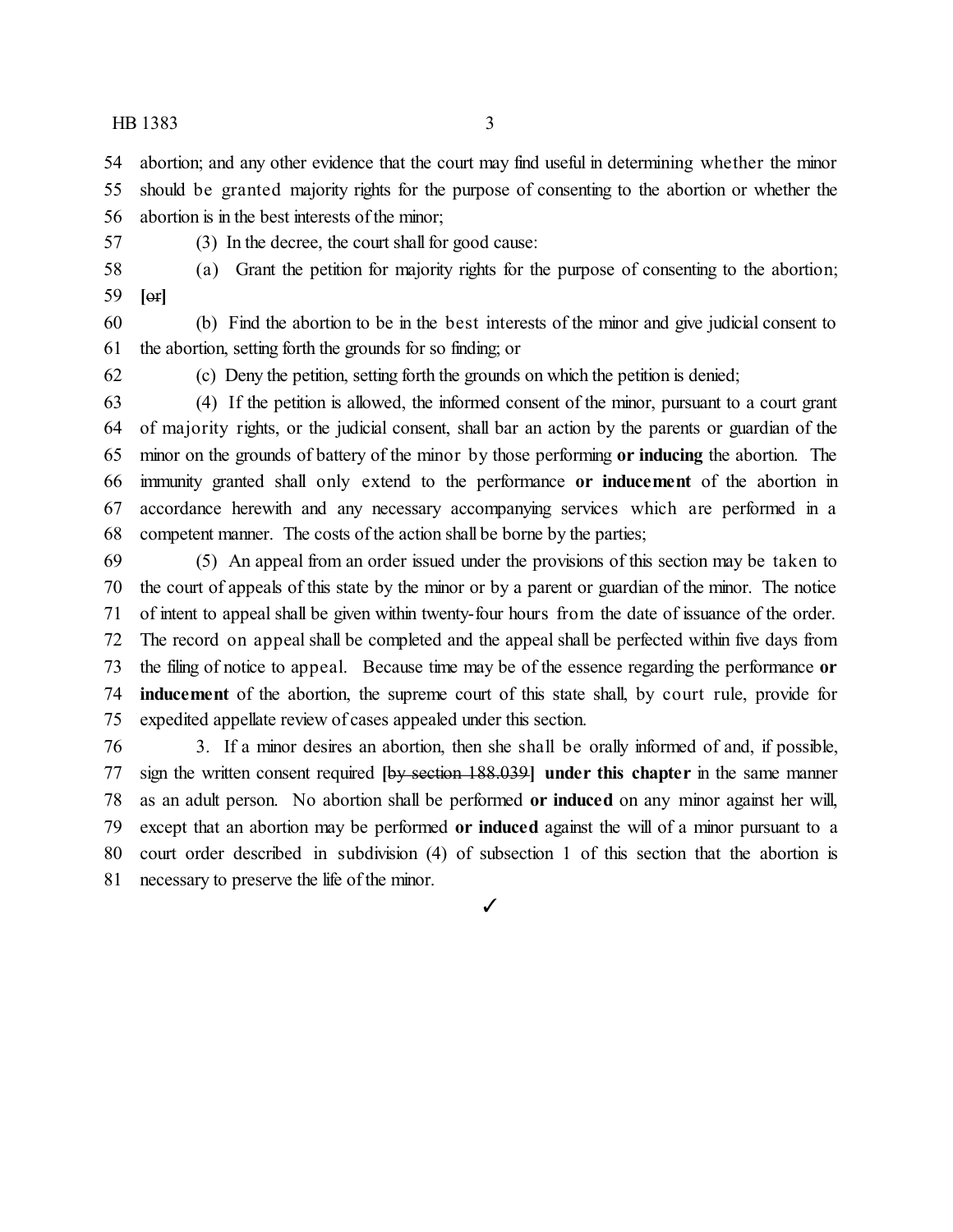abortion; and any other evidence that the court may find useful in determining whether the minor should be granted majority rights for the purpose of consenting to the abortion or whether the abortion is in the best interests of the minor;

(3) In the decree, the court shall for good cause:

(a) Grant the petition for majority rights for the purpose of consenting to the abortion; **[**~~or~~**]**

(b) Find the abortion to be in the best interests of the minor and give judicial consent to the abortion, setting forth the grounds for so finding; or

(c) Deny the petition, setting forth the grounds on which the petition is denied;

(4) If the petition is allowed, the informed consent of the minor, pursuant to a court grant of majority rights, or the judicial consent, shall bar an action by the parents or guardian of the minor on the grounds of battery of the minor by those performing **or inducing** the abortion. The immunity granted shall only extend to the performance **or inducement** of the abortion in accordance herewith and any necessary accompanying services which are performed in a competent manner. The costs of the action shall be borne by the parties;

(5) An appeal from an order issued under the provisions of this section may be taken to the court of appeals of this state by the minor or by a parent or guardian of the minor. The notice of intent to appeal shall be given within twenty-four hours from the date of issuance of the order. The record on appeal shall be completed and the appeal shall be perfected within five days from the filing of notice to appeal. Because time may be of the essence regarding the performance **or inducement** of the abortion, the supreme court of this state shall, by court rule, provide for expedited appellate review of cases appealed under this section.

3. If a minor desires an abortion, then she shall be orally informed of and, if possible, sign the written consent required **[**~~by section 188.039~~**] under this chapter** in the same manner as an adult person. No abortion shall be performed **or induced** on any minor against her will, except that an abortion may be performed **or induced** against the will of a minor pursuant to a court order described in subdivision (4) of subsection 1 of this section that the abortion is necessary to preserve the life of the minor.

✓